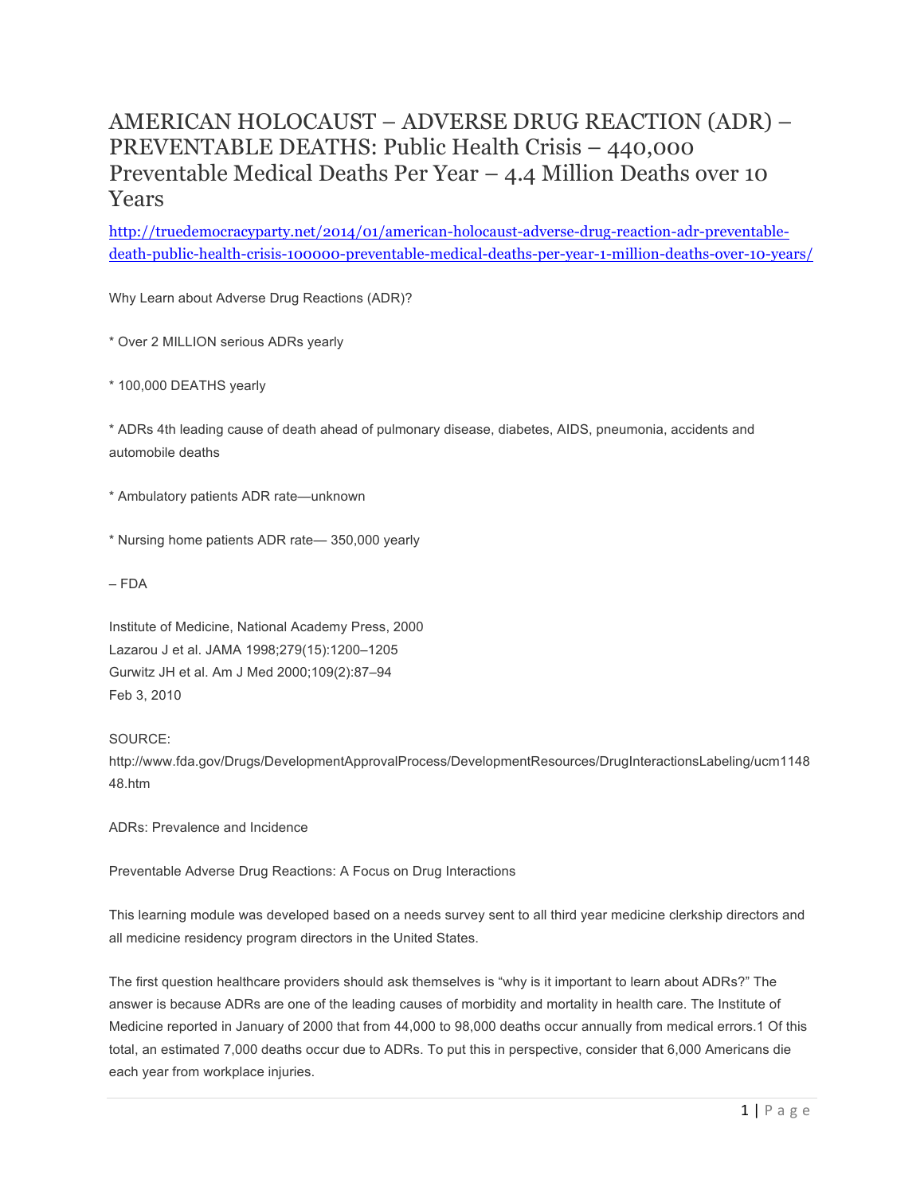# AMERICAN HOLOCAUST – ADVERSE DRUG REACTION (ADR) – PREVENTABLE DEATHS: Public Health Crisis – 440,000 Preventable Medical Deaths Per Year – 4.4 Million Deaths over 10 Years

http://truedemocracyparty.net/2014/01/american-holocaust-adverse-drug-reaction-adr-preventable-death-public-health-crisis-100000-preventable-medical-deaths-per-year-1-million-deaths-over-10-years/

Why Learn about Adverse Drug Reactions (ADR)?

* Over 2 MILLION serious ADRs yearly

* 100,000 DEATHS yearly

* ADRs 4th leading cause of death ahead of pulmonary disease, diabetes, AIDS, pneumonia, accidents and automobile deaths

* Ambulatory patients ADR rate—unknown

* Nursing home patients ADR rate— 350,000 yearly

– FDA

Institute of Medicine, National Academy Press, 2000
Lazarou J et al. JAMA 1998;279(15):1200–1205
Gurwitz JH et al. Am J Med 2000;109(2):87–94
Feb 3, 2010

SOURCE:
http://www.fda.gov/Drugs/DevelopmentApprovalProcess/DevelopmentResources/DrugInteractionsLabeling/ucm114848.htm

ADRs: Prevalence and Incidence

Preventable Adverse Drug Reactions: A Focus on Drug Interactions

This learning module was developed based on a needs survey sent to all third year medicine clerkship directors and all medicine residency program directors in the United States.

The first question healthcare providers should ask themselves is "why is it important to learn about ADRs?" The answer is because ADRs are one of the leading causes of morbidity and mortality in health care. The Institute of Medicine reported in January of 2000 that from 44,000 to 98,000 deaths occur annually from medical errors.1 Of this total, an estimated 7,000 deaths occur due to ADRs. To put this in perspective, consider that 6,000 Americans die each year from workplace injuries.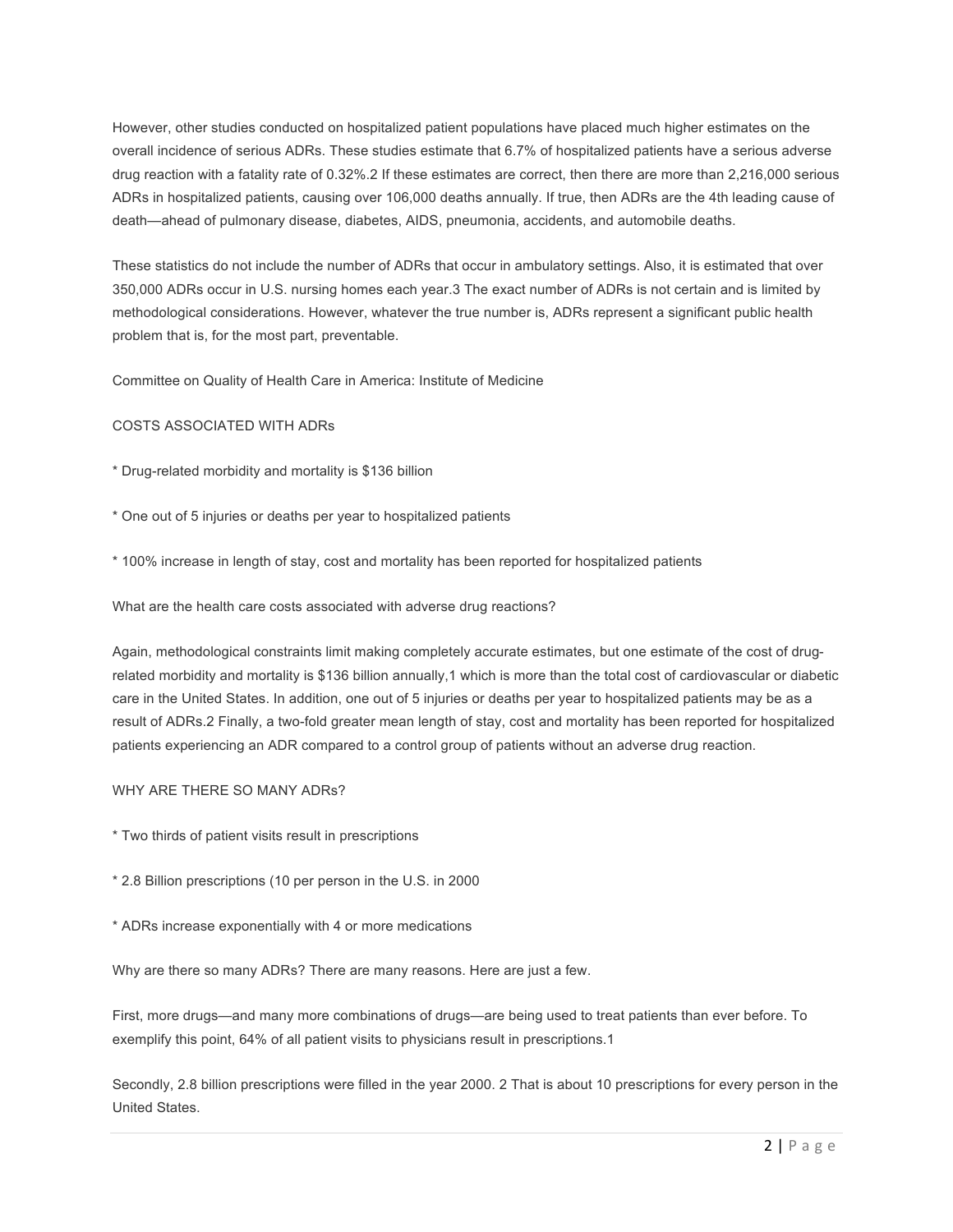However, other studies conducted on hospitalized patient populations have placed much higher estimates on the overall incidence of serious ADRs. These studies estimate that 6.7% of hospitalized patients have a serious adverse drug reaction with a fatality rate of 0.32%.[2] If these estimates are correct, then there are more than 2,216,000 serious ADRs in hospitalized patients, causing over 106,000 deaths annually. If true, then ADRs are the 4th leading cause of death—ahead of pulmonary disease, diabetes, AIDS, pneumonia, accidents, and automobile deaths.

These statistics do not include the number of ADRs that occur in ambulatory settings. Also, it is estimated that over 350,000 ADRs occur in U.S. nursing homes each year.[3] The exact number of ADRs is not certain and is limited by methodological considerations. However, whatever the true number is, ADRs represent a significant public health problem that is, for the most part, preventable.

Committee on Quality of Health Care in America: Institute of Medicine

COSTS ASSOCIATED WITH ADRs

* Drug-related morbidity and mortality is $136 billion

* One out of 5 injuries or deaths per year to hospitalized patients

* 100% increase in length of stay, cost and mortality has been reported for hospitalized patients

What are the health care costs associated with adverse drug reactions?

Again, methodological constraints limit making completely accurate estimates, but one estimate of the cost of drug-related morbidity and mortality is $136 billion annually,[1] which is more than the total cost of cardiovascular or diabetic care in the United States. In addition, one out of 5 injuries or deaths per year to hospitalized patients may be as a result of ADRs.[2] Finally, a two-fold greater mean length of stay, cost and mortality has been reported for hospitalized patients experiencing an ADR compared to a control group of patients without an adverse drug reaction.

WHY ARE THERE SO MANY ADRs?

* Two thirds of patient visits result in prescriptions

* 2.8 Billion prescriptions (10 per person in the U.S. in 2000

* ADRs increase exponentially with 4 or more medications

Why are there so many ADRs? There are many reasons. Here are just a few.

First, more drugs—and many more combinations of drugs—are being used to treat patients than ever before. To exemplify this point, 64% of all patient visits to physicians result in prescriptions.[1]

Secondly, 2.8 billion prescriptions were filled in the year 2000. [2] That is about 10 prescriptions for every person in the United States.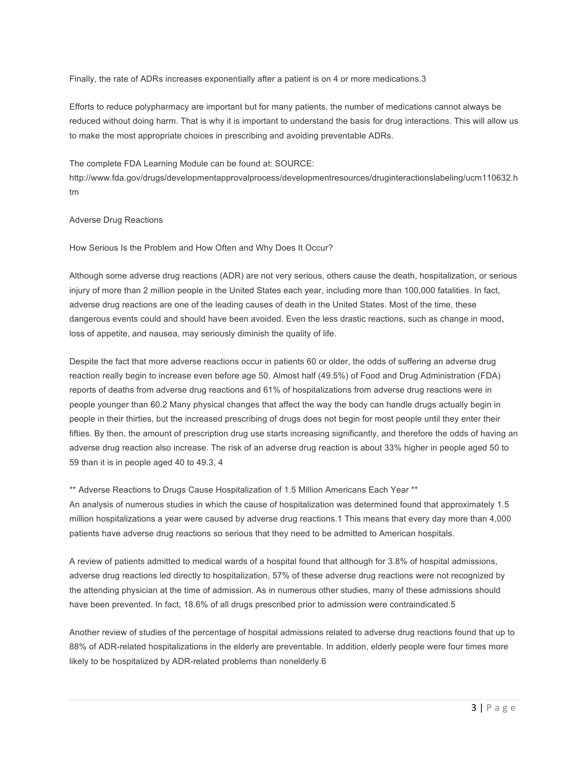Finally, the rate of ADRs increases exponentially after a patient is on 4 or more medications.[3]

Efforts to reduce polypharmacy are important but for many patients, the number of medications cannot always be reduced without doing harm. That is why it is important to understand the basis for drug interactions. This will allow us to make the most appropriate choices in prescribing and avoiding preventable ADRs.

The complete FDA Learning Module can be found at: SOURCE: http://www.fda.gov/drugs/developmentapprovalprocess/developmentresources/druginteractionslabeling/ucm110632.htm

## Adverse Drug Reactions

### How Serious Is the Problem and How Often and Why Does It Occur?

Although some adverse drug reactions (ADR) are not very serious, others cause the death, hospitalization, or serious injury of more than 2 million people in the United States each year, including more than 100,000 fatalities. In fact, adverse drug reactions are one of the leading causes of death in the United States. Most of the time, these dangerous events could and should have been avoided. Even the less drastic reactions, such as change in mood, loss of appetite, and nausea, may seriously diminish the quality of life.

Despite the fact that more adverse reactions occur in patients 60 or older, the odds of suffering an adverse drug reaction really begin to increase even before age 50. Almost half (49.5%) of Food and Drug Administration (FDA) reports of deaths from adverse drug reactions and 61% of hospitalizations from adverse drug reactions were in people younger than 60.[2] Many physical changes that affect the way the body can handle drugs actually begin in people in their thirties, but the increased prescribing of drugs does not begin for most people until they enter their fifties. By then, the amount of prescription drug use starts increasing significantly, and therefore the odds of having an adverse drug reaction also increase. The risk of an adverse drug reaction is about 33% higher in people aged 50 to 59 than it is in people aged 40 to 49.[3, 4]

**Adverse Reactions to Drugs Cause Hospitalization of 1.5 Million Americans Each Year**

An analysis of numerous studies in which the cause of hospitalization was determined found that approximately 1.5 million hospitalizations a year were caused by adverse drug reactions.[1] This means that every day more than 4,000 patients have adverse drug reactions so serious that they need to be admitted to American hospitals.

A review of patients admitted to medical wards of a hospital found that although for 3.8% of hospital admissions, adverse drug reactions led directly to hospitalization, 57% of these adverse drug reactions were not recognized by the attending physician at the time of admission. As in numerous other studies, many of these admissions should have been prevented. In fact, 18.6% of all drugs prescribed prior to admission were contraindicated.[5]

Another review of studies of the percentage of hospital admissions related to adverse drug reactions found that up to 88% of ADR-related hospitalizations in the elderly are preventable. In addition, elderly people were four times more likely to be hospitalized by ADR-related problems than nonelderly.[6]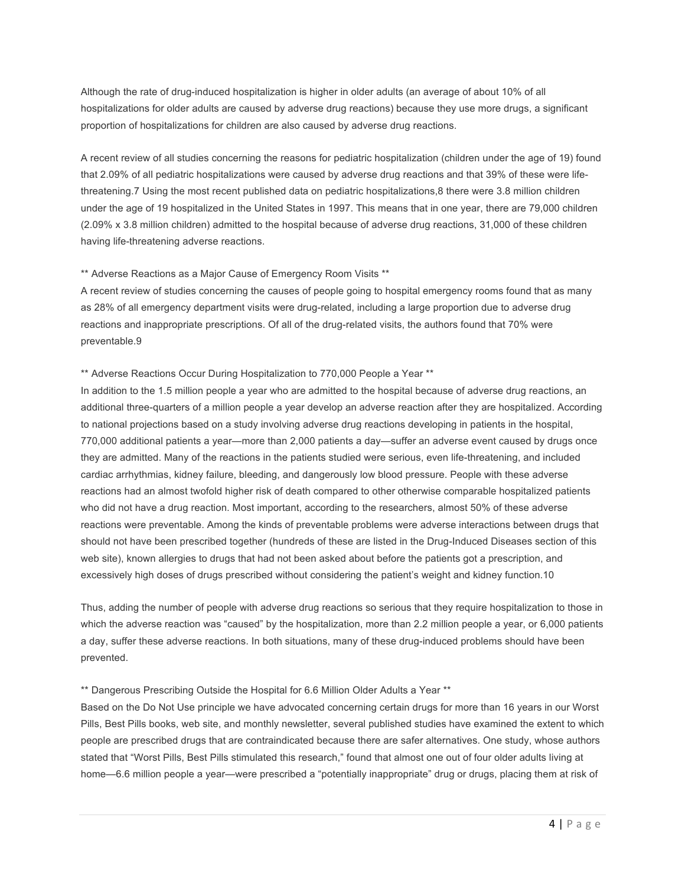Although the rate of drug-induced hospitalization is higher in older adults (an average of about 10% of all hospitalizations for older adults are caused by adverse drug reactions) because they use more drugs, a significant proportion of hospitalizations for children are also caused by adverse drug reactions.

A recent review of all studies concerning the reasons for pediatric hospitalization (children under the age of 19) found that 2.09% of all pediatric hospitalizations were caused by adverse drug reactions and that 39% of these were life-threatening.[7] Using the most recent published data on pediatric hospitalizations,[8] there were 3.8 million children under the age of 19 hospitalized in the United States in 1997. This means that in one year, there are 79,000 children (2.09% x 3.8 million children) admitted to the hospital because of adverse drug reactions, 31,000 of these children having life-threatening adverse reactions.

** Adverse Reactions as a Major Cause of Emergency Room Visits **

A recent review of studies concerning the causes of people going to hospital emergency rooms found that as many as 28% of all emergency department visits were drug-related, including a large proportion due to adverse drug reactions and inappropriate prescriptions. Of all of the drug-related visits, the authors found that 70% were preventable.[9]

** Adverse Reactions Occur During Hospitalization to 770,000 People a Year **

In addition to the 1.5 million people a year who are admitted to the hospital because of adverse drug reactions, an additional three-quarters of a million people a year develop an adverse reaction after they are hospitalized. According to national projections based on a study involving adverse drug reactions developing in patients in the hospital, 770,000 additional patients a year—more than 2,000 patients a day—suffer an adverse event caused by drugs once they are admitted. Many of the reactions in the patients studied were serious, even life-threatening, and included cardiac arrhythmias, kidney failure, bleeding, and dangerously low blood pressure. People with these adverse reactions had an almost twofold higher risk of death compared to other otherwise comparable hospitalized patients who did not have a drug reaction. Most important, according to the researchers, almost 50% of these adverse reactions were preventable. Among the kinds of preventable problems were adverse interactions between drugs that should not have been prescribed together (hundreds of these are listed in the Drug-Induced Diseases section of this web site), known allergies to drugs that had not been asked about before the patients got a prescription, and excessively high doses of drugs prescribed without considering the patient's weight and kidney function.[10]

Thus, adding the number of people with adverse drug reactions so serious that they require hospitalization to those in which the adverse reaction was "caused" by the hospitalization, more than 2.2 million people a year, or 6,000 patients a day, suffer these adverse reactions. In both situations, many of these drug-induced problems should have been prevented.

** Dangerous Prescribing Outside the Hospital for 6.6 Million Older Adults a Year **

Based on the Do Not Use principle we have advocated concerning certain drugs for more than 16 years in our Worst Pills, Best Pills books, web site, and monthly newsletter, several published studies have examined the extent to which people are prescribed drugs that are contraindicated because there are safer alternatives. One study, whose authors stated that "Worst Pills, Best Pills stimulated this research," found that almost one out of four older adults living at home—6.6 million people a year—were prescribed a "potentially inappropriate" drug or drugs, placing them at risk of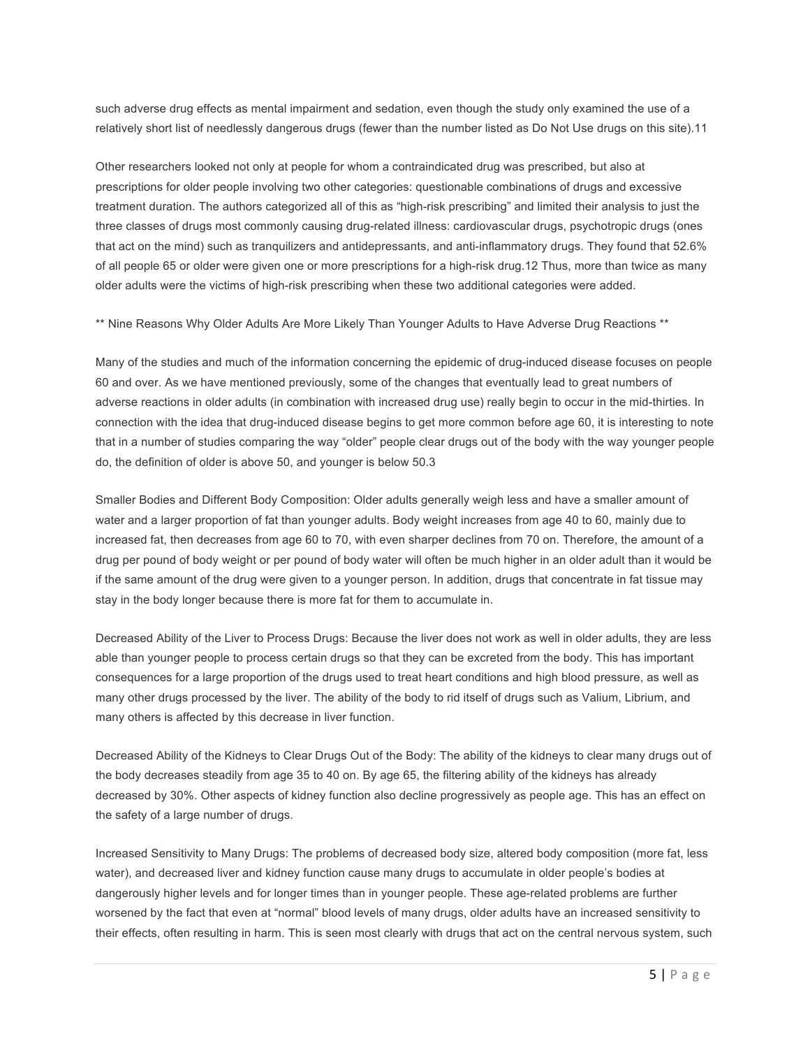such adverse drug effects as mental impairment and sedation, even though the study only examined the use of a relatively short list of needlessly dangerous drugs (fewer than the number listed as Do Not Use drugs on this site).11

Other researchers looked not only at people for whom a contraindicated drug was prescribed, but also at prescriptions for older people involving two other categories: questionable combinations of drugs and excessive treatment duration. The authors categorized all of this as "high-risk prescribing" and limited their analysis to just the three classes of drugs most commonly causing drug-related illness: cardiovascular drugs, psychotropic drugs (ones that act on the mind) such as tranquilizers and antidepressants, and anti-inflammatory drugs. They found that 52.6% of all people 65 or older were given one or more prescriptions for a high-risk drug.12 Thus, more than twice as many older adults were the victims of high-risk prescribing when these two additional categories were added.

## Nine Reasons Why Older Adults Are More Likely Than Younger Adults to Have Adverse Drug Reactions

Many of the studies and much of the information concerning the epidemic of drug-induced disease focuses on people 60 and over. As we have mentioned previously, some of the changes that eventually lead to great numbers of adverse reactions in older adults (in combination with increased drug use) really begin to occur in the mid-thirties. In connection with the idea that drug-induced disease begins to get more common before age 60, it is interesting to note that in a number of studies comparing the way "older" people clear drugs out of the body with the way younger people do, the definition of older is above 50, and younger is below 50.3

Smaller Bodies and Different Body Composition: Older adults generally weigh less and have a smaller amount of water and a larger proportion of fat than younger adults. Body weight increases from age 40 to 60, mainly due to increased fat, then decreases from age 60 to 70, with even sharper declines from 70 on. Therefore, the amount of a drug per pound of body weight or per pound of body water will often be much higher in an older adult than it would be if the same amount of the drug were given to a younger person. In addition, drugs that concentrate in fat tissue may stay in the body longer because there is more fat for them to accumulate in.

Decreased Ability of the Liver to Process Drugs: Because the liver does not work as well in older adults, they are less able than younger people to process certain drugs so that they can be excreted from the body. This has important consequences for a large proportion of the drugs used to treat heart conditions and high blood pressure, as well as many other drugs processed by the liver. The ability of the body to rid itself of drugs such as Valium, Librium, and many others is affected by this decrease in liver function.

Decreased Ability of the Kidneys to Clear Drugs Out of the Body: The ability of the kidneys to clear many drugs out of the body decreases steadily from age 35 to 40 on. By age 65, the filtering ability of the kidneys has already decreased by 30%. Other aspects of kidney function also decline progressively as people age. This has an effect on the safety of a large number of drugs.

Increased Sensitivity to Many Drugs: The problems of decreased body size, altered body composition (more fat, less water), and decreased liver and kidney function cause many drugs to accumulate in older people's bodies at dangerously higher levels and for longer times than in younger people. These age-related problems are further worsened by the fact that even at "normal" blood levels of many drugs, older adults have an increased sensitivity to their effects, often resulting in harm. This is seen most clearly with drugs that act on the central nervous system, such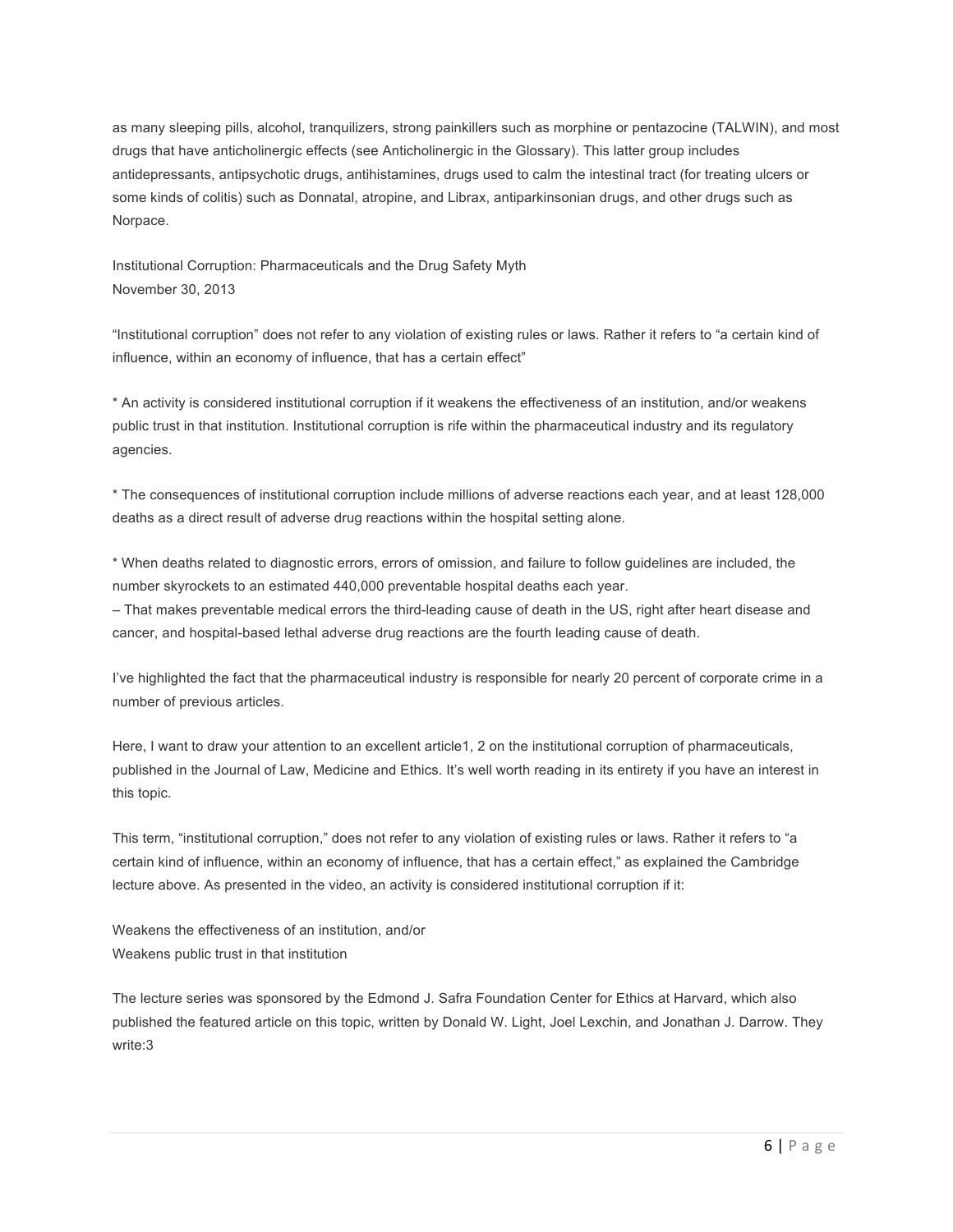as many sleeping pills, alcohol, tranquilizers, strong painkillers such as morphine or pentazocine (TALWIN), and most drugs that have anticholinergic effects (see Anticholinergic in the Glossary). This latter group includes antidepressants, antipsychotic drugs, antihistamines, drugs used to calm the intestinal tract (for treating ulcers or some kinds of colitis) such as Donnatal, atropine, and Librax, antiparkinsonian drugs, and other drugs such as Norpace.

Institutional Corruption: Pharmaceuticals and the Drug Safety Myth
November 30, 2013

"Institutional corruption" does not refer to any violation of existing rules or laws. Rather it refers to "a certain kind of influence, within an economy of influence, that has a certain effect"

* An activity is considered institutional corruption if it weakens the effectiveness of an institution, and/or weakens public trust in that institution. Institutional corruption is rife within the pharmaceutical industry and its regulatory agencies.

* The consequences of institutional corruption include millions of adverse reactions each year, and at least 128,000 deaths as a direct result of adverse drug reactions within the hospital setting alone.

* When deaths related to diagnostic errors, errors of omission, and failure to follow guidelines are included, the number skyrockets to an estimated 440,000 preventable hospital deaths each year.
– That makes preventable medical errors the third-leading cause of death in the US, right after heart disease and cancer, and hospital-based lethal adverse drug reactions are the fourth leading cause of death.

I've highlighted the fact that the pharmaceutical industry is responsible for nearly 20 percent of corporate crime in a number of previous articles.

Here, I want to draw your attention to an excellent article[1, 2] on the institutional corruption of pharmaceuticals, published in the Journal of Law, Medicine and Ethics. It's well worth reading in its entirety if you have an interest in this topic.

This term, "institutional corruption," does not refer to any violation of existing rules or laws. Rather it refers to "a certain kind of influence, within an economy of influence, that has a certain effect," as explained the Cambridge lecture above. As presented in the video, an activity is considered institutional corruption if it:

Weakens the effectiveness of an institution, and/or
Weakens public trust in that institution

The lecture series was sponsored by the Edmond J. Safra Foundation Center for Ethics at Harvard, which also published the featured article on this topic, written by Donald W. Light, Joel Lexchin, and Jonathan J. Darrow. They write:[3]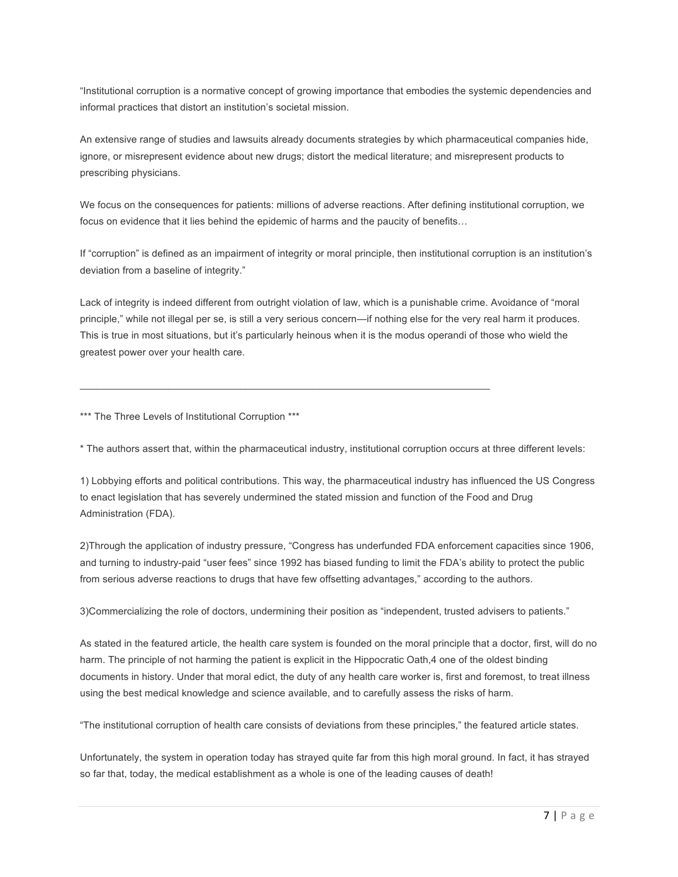"Institutional corruption is a normative concept of growing importance that embodies the systemic dependencies and informal practices that distort an institution's societal mission.

An extensive range of studies and lawsuits already documents strategies by which pharmaceutical companies hide, ignore, or misrepresent evidence about new drugs; distort the medical literature; and misrepresent products to prescribing physicians.

We focus on the consequences for patients: millions of adverse reactions. After defining institutional corruption, we focus on evidence that it lies behind the epidemic of harms and the paucity of benefits…

If "corruption" is defined as an impairment of integrity or moral principle, then institutional corruption is an institution's deviation from a baseline of integrity."

Lack of integrity is indeed different from outright violation of law, which is a punishable crime. Avoidance of "moral principle," while not illegal per se, is still a very serious concern—if nothing else for the very real harm it produces. This is true in most situations, but it's particularly heinous when it is the modus operandi of those who wield the greatest power over your health care.

---

*** The Three Levels of Institutional Corruption ***

* The authors assert that, within the pharmaceutical industry, institutional corruption occurs at three different levels:

1) Lobbying efforts and political contributions. This way, the pharmaceutical industry has influenced the US Congress to enact legislation that has severely undermined the stated mission and function of the Food and Drug Administration (FDA).

2)Through the application of industry pressure, "Congress has underfunded FDA enforcement capacities since 1906, and turning to industry-paid "user fees" since 1992 has biased funding to limit the FDA's ability to protect the public from serious adverse reactions to drugs that have few offsetting advantages," according to the authors.

3)Commercializing the role of doctors, undermining their position as "independent, trusted advisers to patients."

As stated in the featured article, the health care system is founded on the moral principle that a doctor, first, will do no harm. The principle of not harming the patient is explicit in the Hippocratic Oath,[4] one of the oldest binding documents in history. Under that moral edict, the duty of any health care worker is, first and foremost, to treat illness using the best medical knowledge and science available, and to carefully assess the risks of harm.

"The institutional corruption of health care consists of deviations from these principles," the featured article states.

Unfortunately, the system in operation today has strayed quite far from this high moral ground. In fact, it has strayed so far that, today, the medical establishment as a whole is one of the leading causes of death!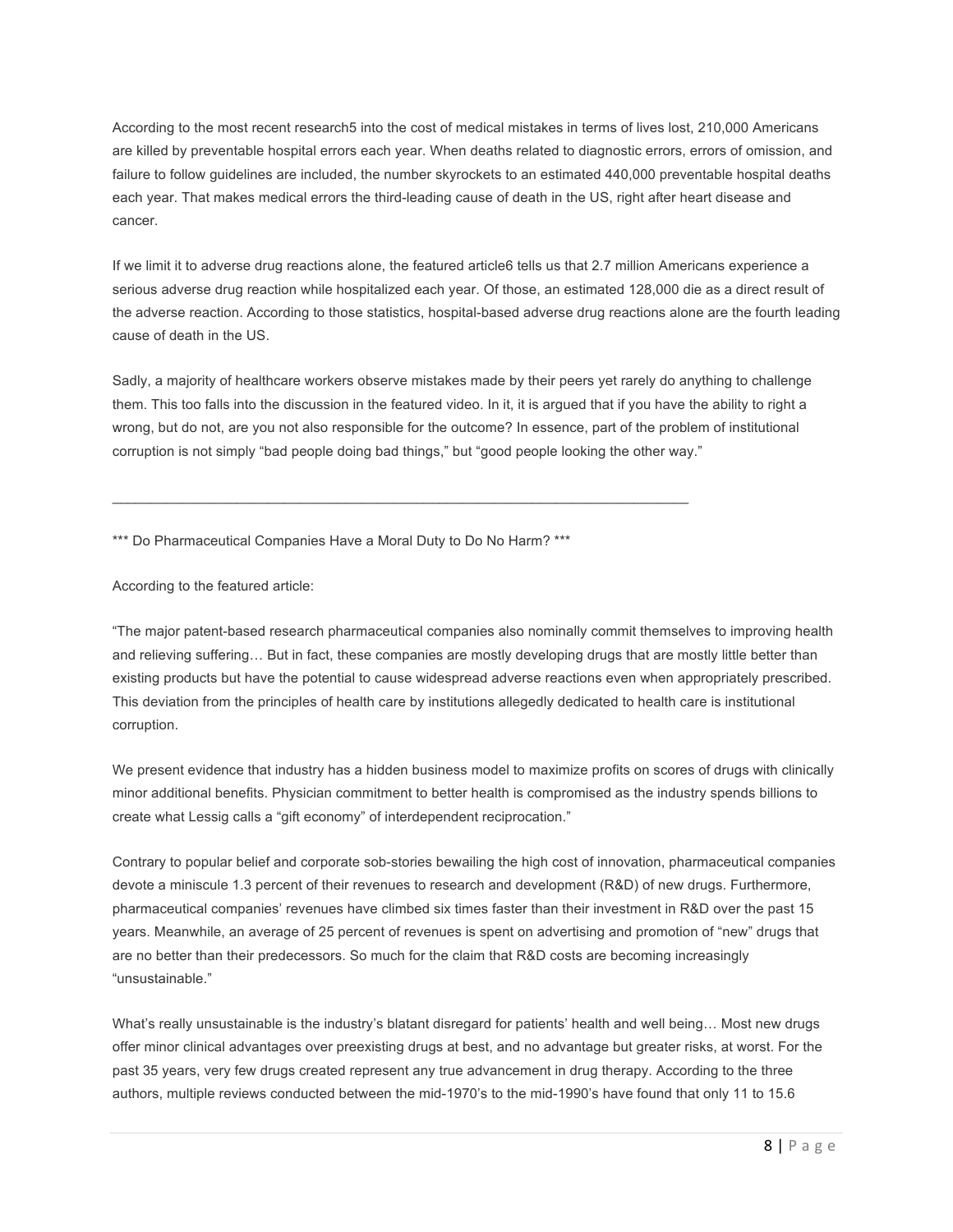According to the most recent research[5] into the cost of medical mistakes in terms of lives lost, 210,000 Americans are killed by preventable hospital errors each year. When deaths related to diagnostic errors, errors of omission, and failure to follow guidelines are included, the number skyrockets to an estimated 440,000 preventable hospital deaths each year. That makes medical errors the third-leading cause of death in the US, right after heart disease and cancer.

If we limit it to adverse drug reactions alone, the featured article[6] tells us that 2.7 million Americans experience a serious adverse drug reaction while hospitalized each year. Of those, an estimated 128,000 die as a direct result of the adverse reaction. According to those statistics, hospital-based adverse drug reactions alone are the fourth leading cause of death in the US.

Sadly, a majority of healthcare workers observe mistakes made by their peers yet rarely do anything to challenge them. This too falls into the discussion in the featured video. In it, it is argued that if you have the ability to right a wrong, but do not, are you not also responsible for the outcome? In essence, part of the problem of institutional corruption is not simply "bad people doing bad things," but "good people looking the other way."

---

*** Do Pharmaceutical Companies Have a Moral Duty to Do No Harm? ***

According to the featured article:

"The major patent-based research pharmaceutical companies also nominally commit themselves to improving health and relieving suffering… But in fact, these companies are mostly developing drugs that are mostly little better than existing products but have the potential to cause widespread adverse reactions even when appropriately prescribed. This deviation from the principles of health care by institutions allegedly dedicated to health care is institutional corruption.

We present evidence that industry has a hidden business model to maximize profits on scores of drugs with clinically minor additional benefits. Physician commitment to better health is compromised as the industry spends billions to create what Lessig calls a "gift economy" of interdependent reciprocation."

Contrary to popular belief and corporate sob-stories bewailing the high cost of innovation, pharmaceutical companies devote a miniscule 1.3 percent of their revenues to research and development (R&D) of new drugs. Furthermore, pharmaceutical companies' revenues have climbed six times faster than their investment in R&D over the past 15 years. Meanwhile, an average of 25 percent of revenues is spent on advertising and promotion of "new" drugs that are no better than their predecessors. So much for the claim that R&D costs are becoming increasingly "unsustainable."

What's really unsustainable is the industry's blatant disregard for patients' health and well being… Most new drugs offer minor clinical advantages over preexisting drugs at best, and no advantage but greater risks, at worst. For the past 35 years, very few drugs created represent any true advancement in drug therapy. According to the three authors, multiple reviews conducted between the mid-1970's to the mid-1990's have found that only 11 to 15.6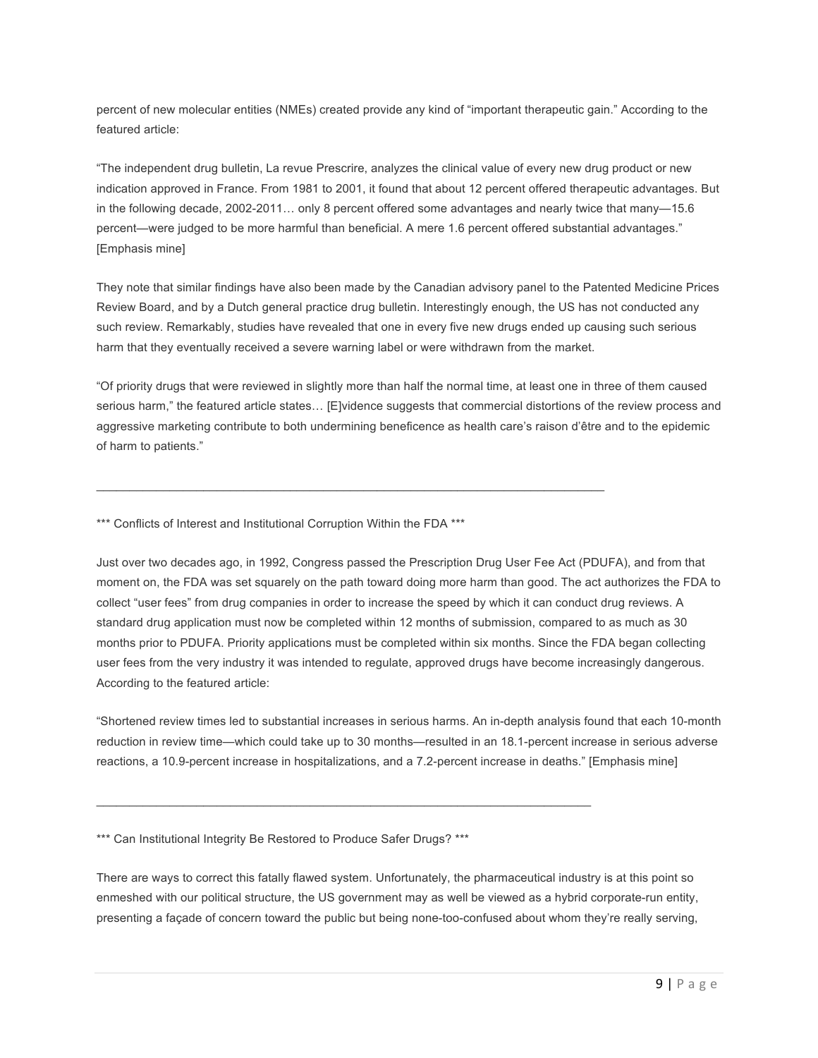percent of new molecular entities (NMEs) created provide any kind of "important therapeutic gain." According to the featured article:

"The independent drug bulletin, La revue Prescrire, analyzes the clinical value of every new drug product or new indication approved in France. From 1981 to 2001, it found that about 12 percent offered therapeutic advantages. But in the following decade, 2002-2011… only 8 percent offered some advantages and nearly twice that many—15.6 percent—were judged to be more harmful than beneficial. A mere 1.6 percent offered substantial advantages." [Emphasis mine]

They note that similar findings have also been made by the Canadian advisory panel to the Patented Medicine Prices Review Board, and by a Dutch general practice drug bulletin. Interestingly enough, the US has not conducted any such review. Remarkably, studies have revealed that one in every five new drugs ended up causing such serious harm that they eventually received a severe warning label or were withdrawn from the market.

"Of priority drugs that were reviewed in slightly more than half the normal time, at least one in three of them caused serious harm," the featured article states… [E]vidence suggests that commercial distortions of the review process and aggressive marketing contribute to both undermining beneficence as health care's raison d'être and to the epidemic of harm to patients."

---

*** Conflicts of Interest and Institutional Corruption Within the FDA ***

Just over two decades ago, in 1992, Congress passed the Prescription Drug User Fee Act (PDUFA), and from that moment on, the FDA was set squarely on the path toward doing more harm than good. The act authorizes the FDA to collect "user fees" from drug companies in order to increase the speed by which it can conduct drug reviews. A standard drug application must now be completed within 12 months of submission, compared to as much as 30 months prior to PDUFA. Priority applications must be completed within six months. Since the FDA began collecting user fees from the very industry it was intended to regulate, approved drugs have become increasingly dangerous. According to the featured article:

"Shortened review times led to substantial increases in serious harms. An in-depth analysis found that each 10-month reduction in review time—which could take up to 30 months—resulted in an 18.1-percent increase in serious adverse reactions, a 10.9-percent increase in hospitalizations, and a 7.2-percent increase in deaths." [Emphasis mine]

---

*** Can Institutional Integrity Be Restored to Produce Safer Drugs? ***

There are ways to correct this fatally flawed system. Unfortunately, the pharmaceutical industry is at this point so enmeshed with our political structure, the US government may as well be viewed as a hybrid corporate-run entity, presenting a façade of concern toward the public but being none-too-confused about whom they're really serving,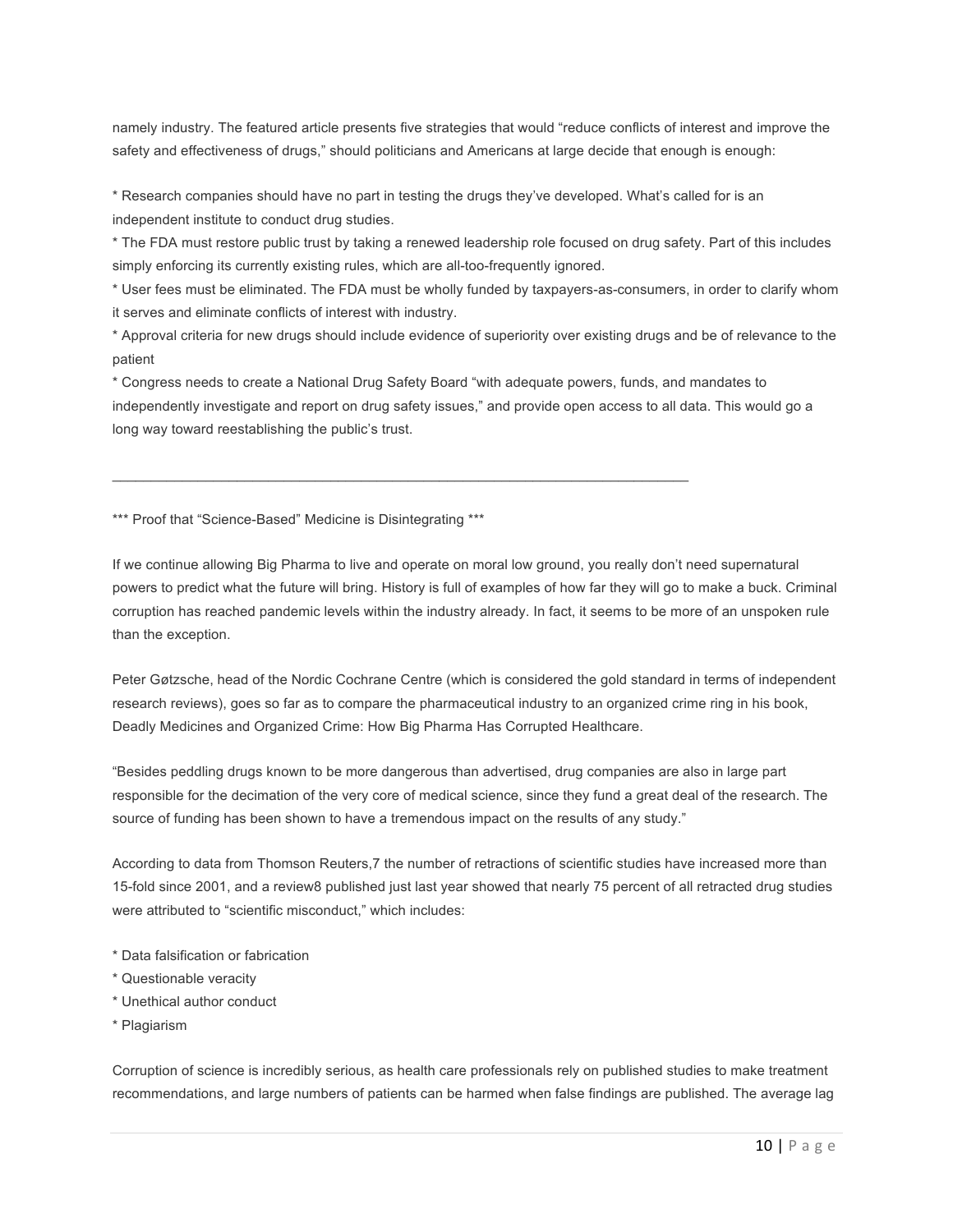namely industry. The featured article presents five strategies that would "reduce conflicts of interest and improve the safety and effectiveness of drugs," should politicians and Americans at large decide that enough is enough:

* Research companies should have no part in testing the drugs they've developed. What's called for is an independent institute to conduct drug studies.
* The FDA must restore public trust by taking a renewed leadership role focused on drug safety. Part of this includes simply enforcing its currently existing rules, which are all-too-frequently ignored.
* User fees must be eliminated. The FDA must be wholly funded by taxpayers-as-consumers, in order to clarify whom it serves and eliminate conflicts of interest with industry.
* Approval criteria for new drugs should include evidence of superiority over existing drugs and be of relevance to the patient
* Congress needs to create a National Drug Safety Board "with adequate powers, funds, and mandates to independently investigate and report on drug safety issues," and provide open access to all data. This would go a long way toward reestablishing the public's trust.

---

*** Proof that "Science-Based" Medicine is Disintegrating ***

If we continue allowing Big Pharma to live and operate on moral low ground, you really don't need supernatural powers to predict what the future will bring. History is full of examples of how far they will go to make a buck. Criminal corruption has reached pandemic levels within the industry already. In fact, it seems to be more of an unspoken rule than the exception.

Peter Gøtzsche, head of the Nordic Cochrane Centre (which is considered the gold standard in terms of independent research reviews), goes so far as to compare the pharmaceutical industry to an organized crime ring in his book, Deadly Medicines and Organized Crime: How Big Pharma Has Corrupted Healthcare.

"Besides peddling drugs known to be more dangerous than advertised, drug companies are also in large part responsible for the decimation of the very core of medical science, since they fund a great deal of the research. The source of funding has been shown to have a tremendous impact on the results of any study."

According to data from Thomson Reuters,[7] the number of retractions of scientific studies have increased more than 15-fold since 2001, and a review[8] published just last year showed that nearly 75 percent of all retracted drug studies were attributed to "scientific misconduct," which includes:

* Data falsification or fabrication
* Questionable veracity
* Unethical author conduct
* Plagiarism

Corruption of science is incredibly serious, as health care professionals rely on published studies to make treatment recommendations, and large numbers of patients can be harmed when false findings are published. The average lag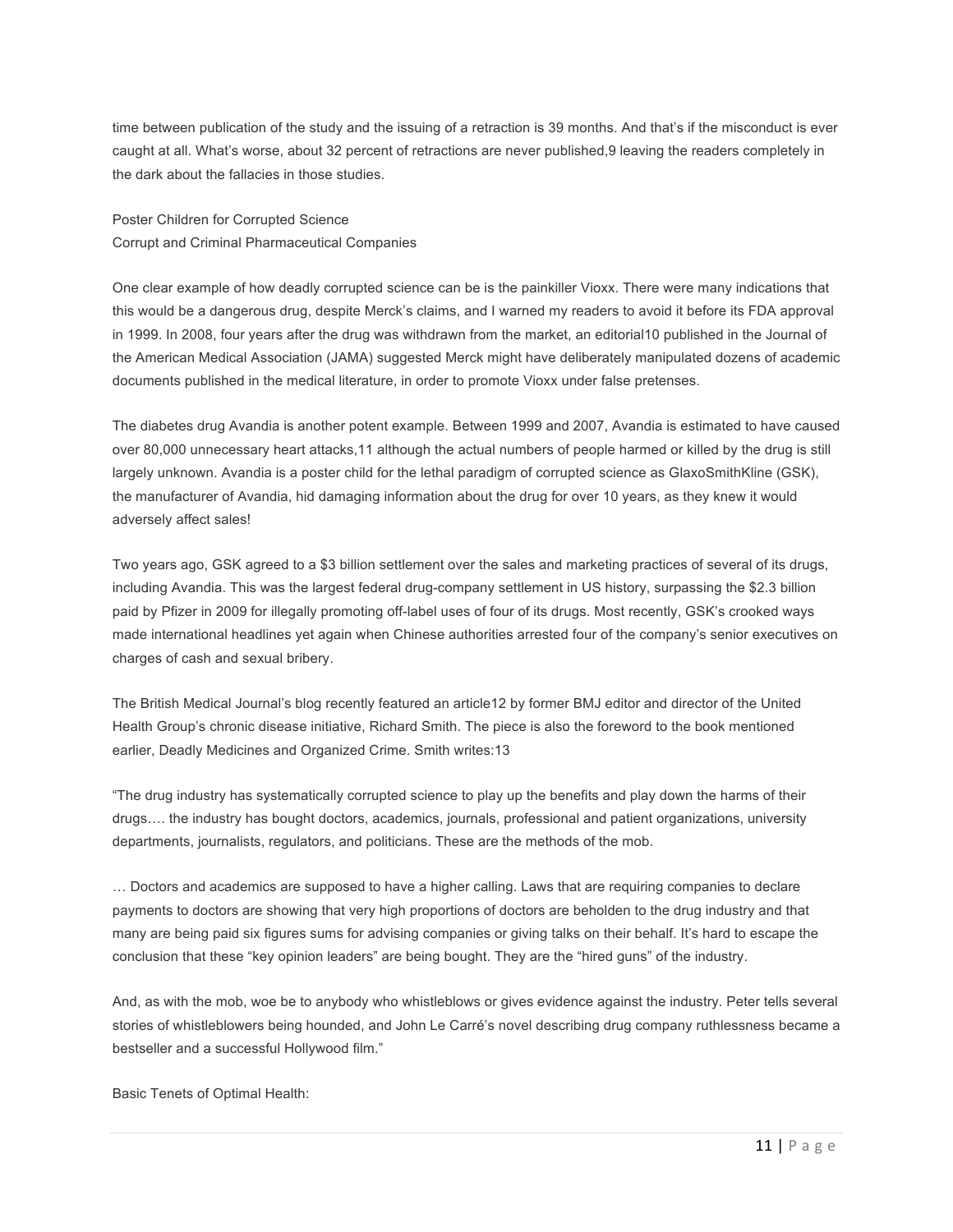time between publication of the study and the issuing of a retraction is 39 months. And that's if the misconduct is ever caught at all. What's worse, about 32 percent of retractions are never published,[9] leaving the readers completely in the dark about the fallacies in those studies.

## Poster Children for Corrupted Science

### Corrupt and Criminal Pharmaceutical Companies

One clear example of how deadly corrupted science can be is the painkiller Vioxx. There were many indications that this would be a dangerous drug, despite Merck's claims, and I warned my readers to avoid it before its FDA approval in 1999. In 2008, four years after the drug was withdrawn from the market, an editorial[10] published in the Journal of the American Medical Association (JAMA) suggested Merck might have deliberately manipulated dozens of academic documents published in the medical literature, in order to promote Vioxx under false pretenses.

The diabetes drug Avandia is another potent example. Between 1999 and 2007, Avandia is estimated to have caused over 80,000 unnecessary heart attacks,[11] although the actual numbers of people harmed or killed by the drug is still largely unknown. Avandia is a poster child for the lethal paradigm of corrupted science as GlaxoSmithKline (GSK), the manufacturer of Avandia, hid damaging information about the drug for over 10 years, as they knew it would adversely affect sales!

Two years ago, GSK agreed to a $3 billion settlement over the sales and marketing practices of several of its drugs, including Avandia. This was the largest federal drug-company settlement in US history, surpassing the $2.3 billion paid by Pfizer in 2009 for illegally promoting off-label uses of four of its drugs. Most recently, GSK's crooked ways made international headlines yet again when Chinese authorities arrested four of the company's senior executives on charges of cash and sexual bribery.

The British Medical Journal's blog recently featured an article[12] by former BMJ editor and director of the United Health Group's chronic disease initiative, Richard Smith. The piece is also the foreword to the book mentioned earlier, Deadly Medicines and Organized Crime. Smith writes:[13]

"The drug industry has systematically corrupted science to play up the benefits and play down the harms of their drugs…. the industry has bought doctors, academics, journals, professional and patient organizations, university departments, journalists, regulators, and politicians. These are the methods of the mob.

… Doctors and academics are supposed to have a higher calling. Laws that are requiring companies to declare payments to doctors are showing that very high proportions of doctors are beholden to the drug industry and that many are being paid six figures sums for advising companies or giving talks on their behalf. It's hard to escape the conclusion that these "key opinion leaders" are being bought. They are the "hired guns" of the industry.

And, as with the mob, woe be to anybody who whistleblows or gives evidence against the industry. Peter tells several stories of whistleblowers being hounded, and John Le Carré's novel describing drug company ruthlessness became a bestseller and a successful Hollywood film."

## Basic Tenets of Optimal Health: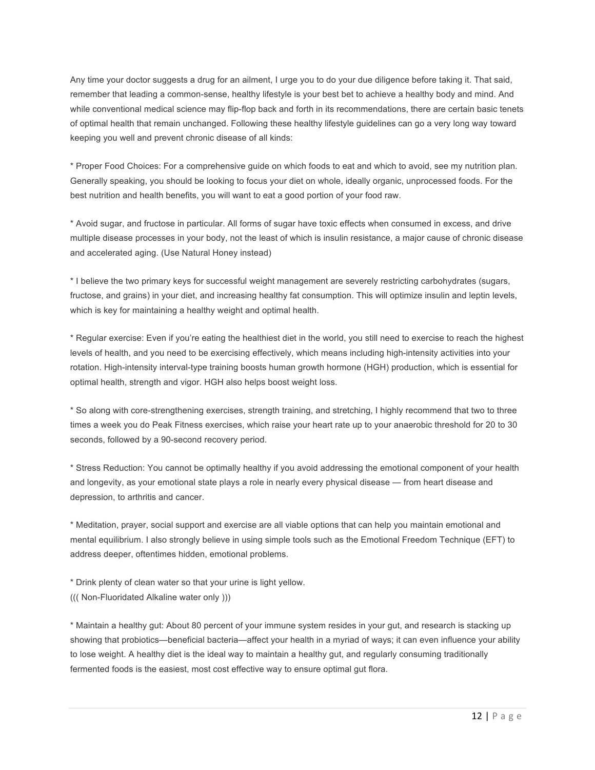Any time your doctor suggests a drug for an ailment, I urge you to do your due diligence before taking it. That said, remember that leading a common-sense, healthy lifestyle is your best bet to achieve a healthy body and mind. And while conventional medical science may flip-flop back and forth in its recommendations, there are certain basic tenets of optimal health that remain unchanged. Following these healthy lifestyle guidelines can go a very long way toward keeping you well and prevent chronic disease of all kinds:

* Proper Food Choices: For a comprehensive guide on which foods to eat and which to avoid, see my nutrition plan. Generally speaking, you should be looking to focus your diet on whole, ideally organic, unprocessed foods. For the best nutrition and health benefits, you will want to eat a good portion of your food raw.

* Avoid sugar, and fructose in particular. All forms of sugar have toxic effects when consumed in excess, and drive multiple disease processes in your body, not the least of which is insulin resistance, a major cause of chronic disease and accelerated aging. (Use Natural Honey instead)

* I believe the two primary keys for successful weight management are severely restricting carbohydrates (sugars, fructose, and grains) in your diet, and increasing healthy fat consumption. This will optimize insulin and leptin levels, which is key for maintaining a healthy weight and optimal health.

* Regular exercise: Even if you're eating the healthiest diet in the world, you still need to exercise to reach the highest levels of health, and you need to be exercising effectively, which means including high-intensity activities into your rotation. High-intensity interval-type training boosts human growth hormone (HGH) production, which is essential for optimal health, strength and vigor. HGH also helps boost weight loss.

* So along with core-strengthening exercises, strength training, and stretching, I highly recommend that two to three times a week you do Peak Fitness exercises, which raise your heart rate up to your anaerobic threshold for 20 to 30 seconds, followed by a 90-second recovery period.

* Stress Reduction: You cannot be optimally healthy if you avoid addressing the emotional component of your health and longevity, as your emotional state plays a role in nearly every physical disease — from heart disease and depression, to arthritis and cancer.

* Meditation, prayer, social support and exercise are all viable options that can help you maintain emotional and mental equilibrium. I also strongly believe in using simple tools such as the Emotional Freedom Technique (EFT) to address deeper, oftentimes hidden, emotional problems.

* Drink plenty of clean water so that your urine is light yellow.
((( Non-Fluoridated Alkaline water only )))

* Maintain a healthy gut: About 80 percent of your immune system resides in your gut, and research is stacking up showing that probiotics—beneficial bacteria—affect your health in a myriad of ways; it can even influence your ability to lose weight. A healthy diet is the ideal way to maintain a healthy gut, and regularly consuming traditionally fermented foods is the easiest, most cost effective way to ensure optimal gut flora.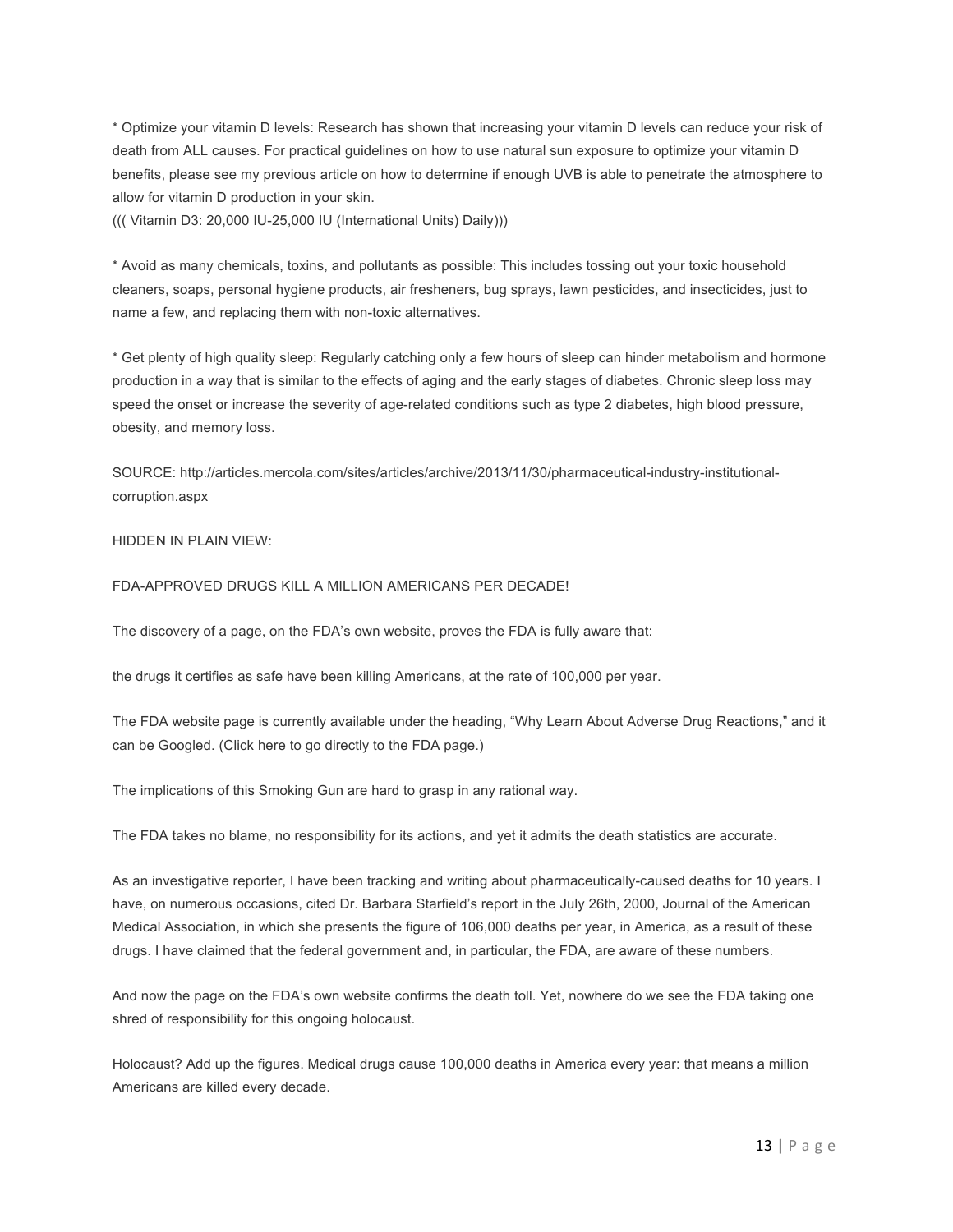* Optimize your vitamin D levels: Research has shown that increasing your vitamin D levels can reduce your risk of death from ALL causes. For practical guidelines on how to use natural sun exposure to optimize your vitamin D benefits, please see my previous article on how to determine if enough UVB is able to penetrate the atmosphere to allow for vitamin D production in your skin.
((( Vitamin D3: 20,000 IU-25,000 IU (International Units) Daily)))

* Avoid as many chemicals, toxins, and pollutants as possible: This includes tossing out your toxic household cleaners, soaps, personal hygiene products, air fresheners, bug sprays, lawn pesticides, and insecticides, just to name a few, and replacing them with non-toxic alternatives.

* Get plenty of high quality sleep: Regularly catching only a few hours of sleep can hinder metabolism and hormone production in a way that is similar to the effects of aging and the early stages of diabetes. Chronic sleep loss may speed the onset or increase the severity of age-related conditions such as type 2 diabetes, high blood pressure, obesity, and memory loss.

SOURCE: http://articles.mercola.com/sites/articles/archive/2013/11/30/pharmaceutical-industry-institutional-corruption.aspx

HIDDEN IN PLAIN VIEW:

FDA-APPROVED DRUGS KILL A MILLION AMERICANS PER DECADE!

The discovery of a page, on the FDA's own website, proves the FDA is fully aware that:

the drugs it certifies as safe have been killing Americans, at the rate of 100,000 per year.

The FDA website page is currently available under the heading, "Why Learn About Adverse Drug Reactions," and it can be Googled. (Click here to go directly to the FDA page.)

The implications of this Smoking Gun are hard to grasp in any rational way.

The FDA takes no blame, no responsibility for its actions, and yet it admits the death statistics are accurate.

As an investigative reporter, I have been tracking and writing about pharmaceutically-caused deaths for 10 years. I have, on numerous occasions, cited Dr. Barbara Starfield's report in the July 26th, 2000, Journal of the American Medical Association, in which she presents the figure of 106,000 deaths per year, in America, as a result of these drugs. I have claimed that the federal government and, in particular, the FDA, are aware of these numbers.

And now the page on the FDA's own website confirms the death toll. Yet, nowhere do we see the FDA taking one shred of responsibility for this ongoing holocaust.

Holocaust? Add up the figures. Medical drugs cause 100,000 deaths in America every year: that means a million Americans are killed every decade.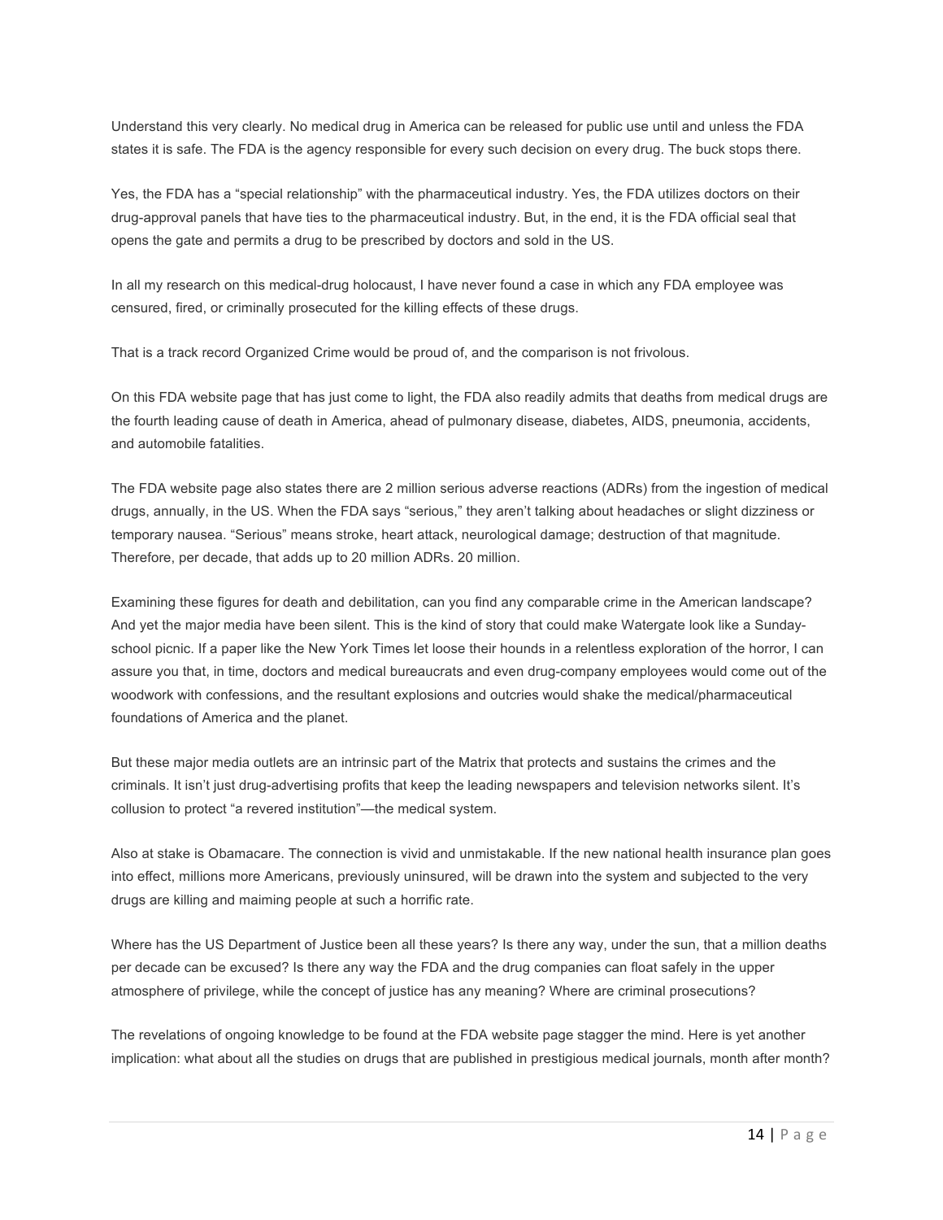Understand this very clearly. No medical drug in America can be released for public use until and unless the FDA states it is safe. The FDA is the agency responsible for every such decision on every drug. The buck stops there.

Yes, the FDA has a "special relationship" with the pharmaceutical industry. Yes, the FDA utilizes doctors on their drug-approval panels that have ties to the pharmaceutical industry. But, in the end, it is the FDA official seal that opens the gate and permits a drug to be prescribed by doctors and sold in the US.

In all my research on this medical-drug holocaust, I have never found a case in which any FDA employee was censured, fired, or criminally prosecuted for the killing effects of these drugs.

That is a track record Organized Crime would be proud of, and the comparison is not frivolous.

On this FDA website page that has just come to light, the FDA also readily admits that deaths from medical drugs are the fourth leading cause of death in America, ahead of pulmonary disease, diabetes, AIDS, pneumonia, accidents, and automobile fatalities.

The FDA website page also states there are 2 million serious adverse reactions (ADRs) from the ingestion of medical drugs, annually, in the US. When the FDA says "serious," they aren't talking about headaches or slight dizziness or temporary nausea. "Serious" means stroke, heart attack, neurological damage; destruction of that magnitude. Therefore, per decade, that adds up to 20 million ADRs. 20 million.

Examining these figures for death and debilitation, can you find any comparable crime in the American landscape? And yet the major media have been silent. This is the kind of story that could make Watergate look like a Sunday-school picnic. If a paper like the New York Times let loose their hounds in a relentless exploration of the horror, I can assure you that, in time, doctors and medical bureaucrats and even drug-company employees would come out of the woodwork with confessions, and the resultant explosions and outcries would shake the medical/pharmaceutical foundations of America and the planet.

But these major media outlets are an intrinsic part of the Matrix that protects and sustains the crimes and the criminals. It isn't just drug-advertising profits that keep the leading newspapers and television networks silent. It's collusion to protect "a revered institution"—the medical system.

Also at stake is Obamacare. The connection is vivid and unmistakable. If the new national health insurance plan goes into effect, millions more Americans, previously uninsured, will be drawn into the system and subjected to the very drugs are killing and maiming people at such a horrific rate.

Where has the US Department of Justice been all these years? Is there any way, under the sun, that a million deaths per decade can be excused? Is there any way the FDA and the drug companies can float safely in the upper atmosphere of privilege, while the concept of justice has any meaning? Where are criminal prosecutions?

The revelations of ongoing knowledge to be found at the FDA website page stagger the mind. Here is yet another implication: what about all the studies on drugs that are published in prestigious medical journals, month after month?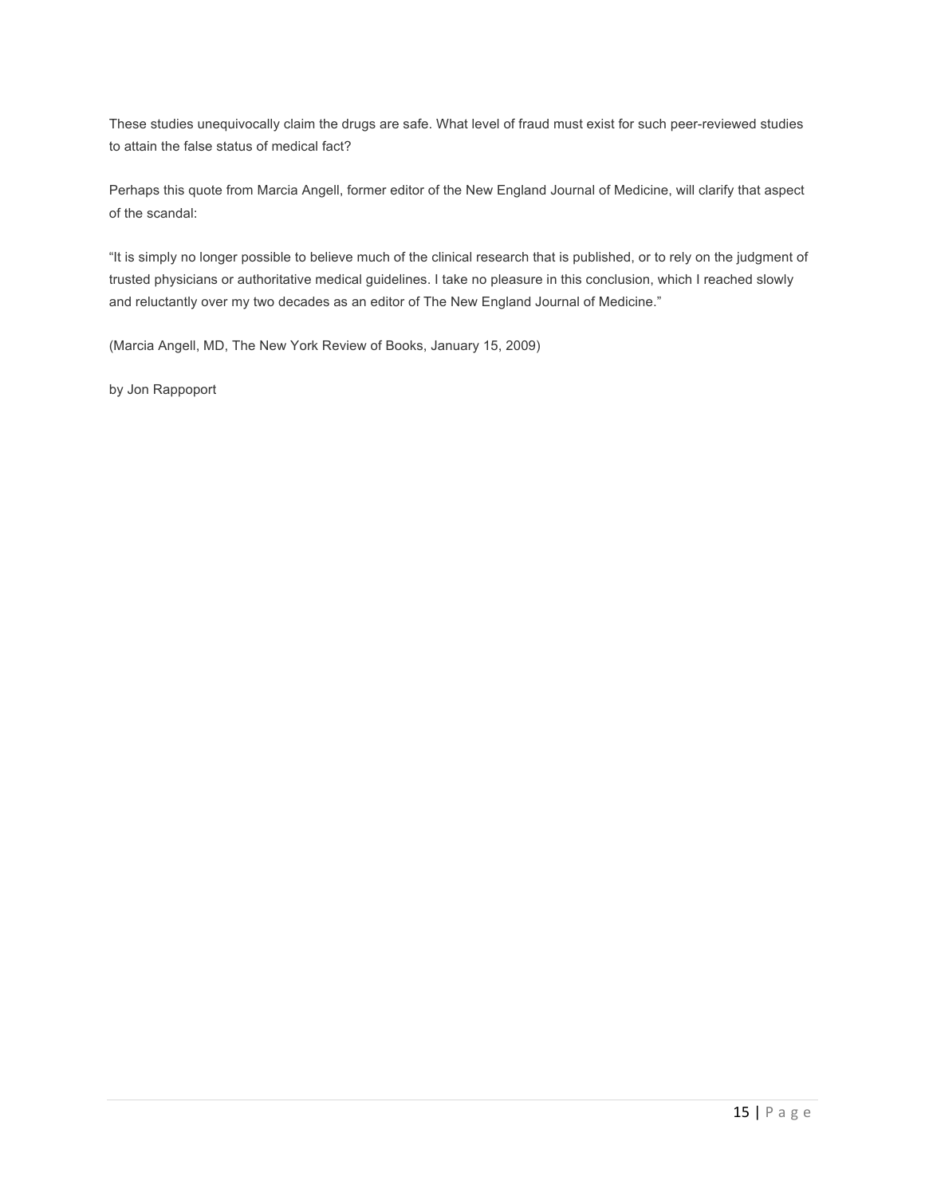These studies unequivocally claim the drugs are safe. What level of fraud must exist for such peer-reviewed studies to attain the false status of medical fact?

Perhaps this quote from Marcia Angell, former editor of the New England Journal of Medicine, will clarify that aspect of the scandal:

"It is simply no longer possible to believe much of the clinical research that is published, or to rely on the judgment of trusted physicians or authoritative medical guidelines. I take no pleasure in this conclusion, which I reached slowly and reluctantly over my two decades as an editor of The New England Journal of Medicine."

(Marcia Angell, MD, The New York Review of Books, January 15, 2009)

by Jon Rappoport